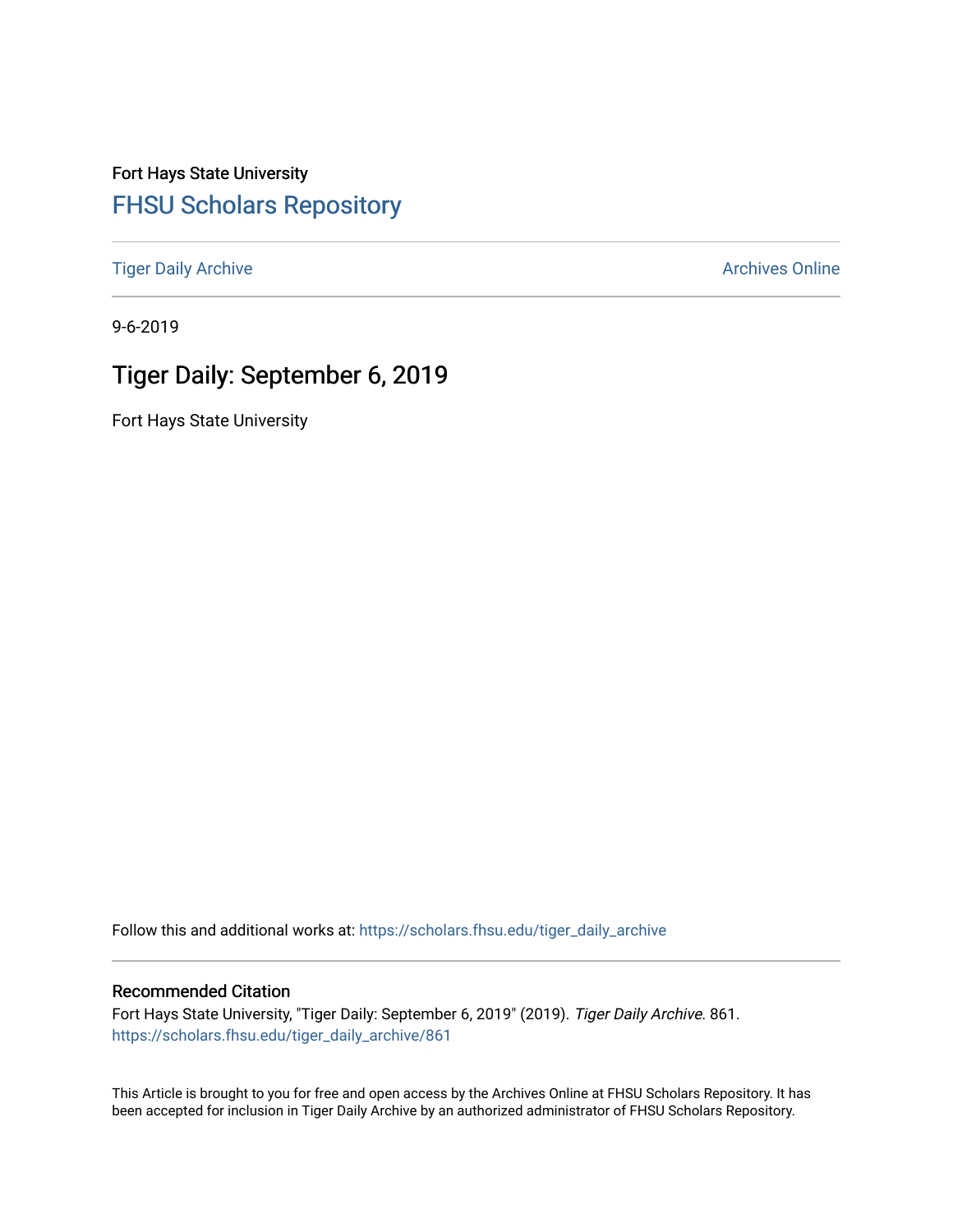Fort Hays State University

# FHSU Scholars Repository

Tiger Daily Archive | Archives Online

9-6-2019

## Tiger Daily: September 6, 2019

Fort Hays State University

Follow this and additional works at: https://scholars.fhsu.edu/tiger_daily_archive

### Recommended Citation

Fort Hays State University, "Tiger Daily: September 6, 2019" (2019). *Tiger Daily Archive*. 861.
https://scholars.fhsu.edu/tiger_daily_archive/861

This Article is brought to you for free and open access by the Archives Online at FHSU Scholars Repository. It has been accepted for inclusion in Tiger Daily Archive by an authorized administrator of FHSU Scholars Repository.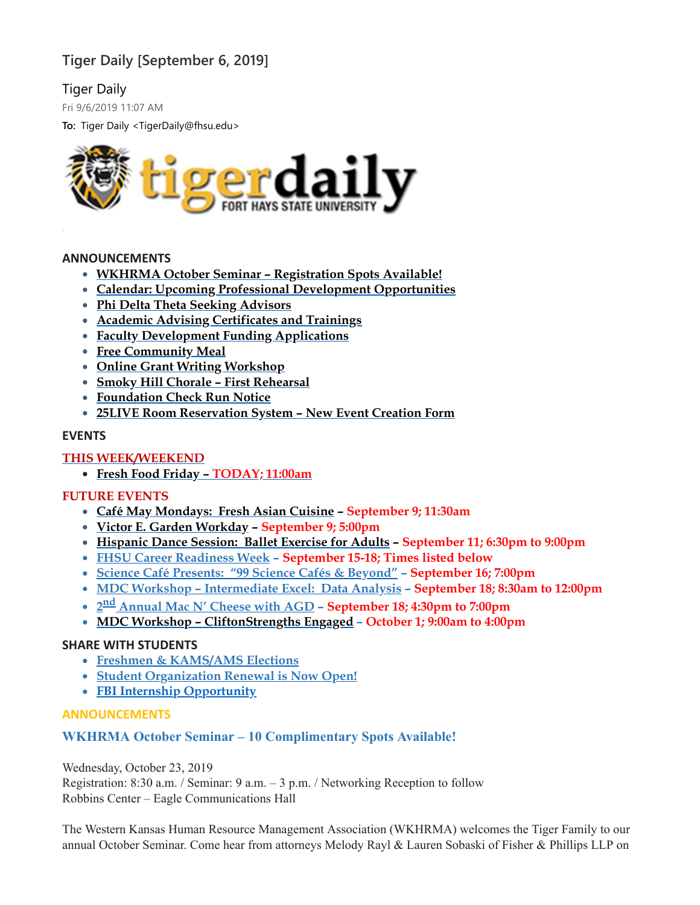# Tiger Daily [September 6, 2019]

Tiger Daily

Fri 9/6/2019 11:07 AM

**To:** Tiger Daily <TigerDaily@fhsu.edu>

### ANNOUNCEMENTS

- **WKHRMA October Seminar – Registration Spots Available!**
- **Calendar: Upcoming Professional Development Opportunities**
- **Phi Delta Theta Seeking Advisors**
- **Academic Advising Certificates and Trainings**
- **Faculty Development Funding Applications**
- **Free Community Meal**
- **Online Grant Writing Workshop**
- **Smoky Hill Chorale – First Rehearsal**
- **Foundation Check Run Notice**
- **25LIVE Room Reservation System – New Event Creation Form**

### EVENTS

**THIS WEEK/WEEKEND**

- **Fresh Food Friday – TODAY; 11:00am**

**FUTURE EVENTS**

- **Café May Mondays: Fresh Asian Cuisine – September 9; 11:30am**
- **Victor E. Garden Workday – September 9; 5:00pm**
- **Hispanic Dance Session: Ballet Exercise for Adults – September 11; 6:30pm to 9:00pm**
- **FHSU Career Readiness Week – September 15-18; Times listed below**
- **Science Café Presents: "99 Science Cafés & Beyond" – September 16; 7:00pm**
- **MDC Workshop – Intermediate Excel: Data Analysis – September 18; 8:30am to 12:00pm**
- **2nd Annual Mac N' Cheese with AGD – September 18; 4:30pm to 7:00pm**
- **MDC Workshop – CliftonStrengths Engaged – October 1; 9:00am to 4:00pm**

### SHARE WITH STUDENTS

- **Freshmen & KAMS/AMS Elections**
- **Student Organization Renewal is Now Open!**
- **FBI Internship Opportunity**

### ANNOUNCEMENTS

**WKHRMA October Seminar – 10 Complimentary Spots Available!**

Wednesday, October 23, 2019
Registration: 8:30 a.m. / Seminar: 9 a.m. – 3 p.m. / Networking Reception to follow
Robbins Center – Eagle Communications Hall

The Western Kansas Human Resource Management Association (WKHRMA) welcomes the Tiger Family to our annual October Seminar. Come hear from attorneys Melody Rayl & Lauren Sobaski of Fisher & Phillips LLP on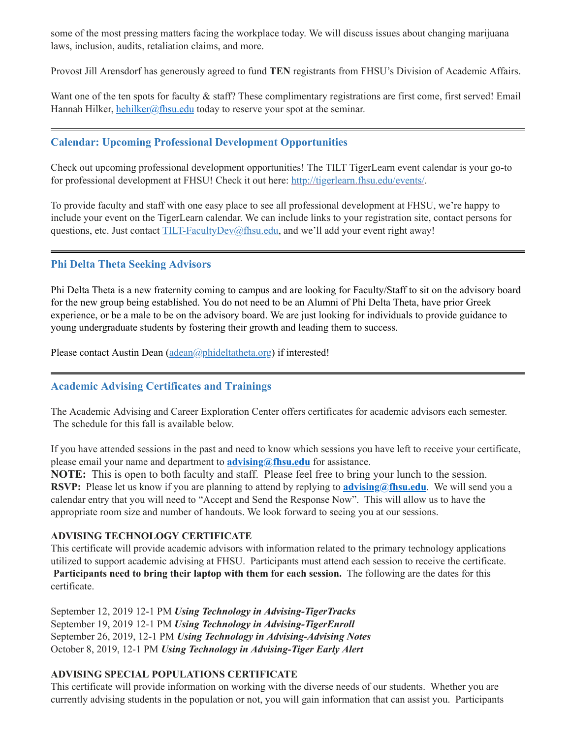some of the most pressing matters facing the workplace today. We will discuss issues about changing marijuana laws, inclusion, audits, retaliation claims, and more.

Provost Jill Arensdorf has generously agreed to fund **TEN** registrants from FHSU's Division of Academic Affairs.

Want one of the ten spots for faculty & staff? These complimentary registrations are first come, first served! Email Hannah Hilker, hehilker@fhsu.edu today to reserve your spot at the seminar.

---

## Calendar: Upcoming Professional Development Opportunities

Check out upcoming professional development opportunities! The TILT TigerLearn event calendar is your go-to for professional development at FHSU! Check it out here: http://tigerlearn.fhsu.edu/events/.

To provide faculty and staff with one easy place to see all professional development at FHSU, we're happy to include your event on the TigerLearn calendar. We can include links to your registration site, contact persons for questions, etc. Just contact TILT-FacultyDev@fhsu.edu, and we'll add your event right away!

---

## Phi Delta Theta Seeking Advisors

Phi Delta Theta is a new fraternity coming to campus and are looking for Faculty/Staff to sit on the advisory board for the new group being established. You do not need to be an Alumni of Phi Delta Theta, have prior Greek experience, or be a male to be on the advisory board. We are just looking for individuals to provide guidance to young undergraduate students by fostering their growth and leading them to success.

Please contact Austin Dean (adean@phideltatheta.org) if interested!

---

## Academic Advising Certificates and Trainings

The Academic Advising and Career Exploration Center offers certificates for academic advisors each semester. The schedule for this fall is available below.

If you have attended sessions in the past and need to know which sessions you have left to receive your certificate, please email your name and department to **advising@fhsu.edu** for assistance.

**NOTE:** This is open to both faculty and staff. Please feel free to bring your lunch to the session.

**RSVP:** Please let us know if you are planning to attend by replying to **advising@fhsu.edu**. We will send you a calendar entry that you will need to "Accept and Send the Response Now". This will allow us to have the appropriate room size and number of handouts. We look forward to seeing you at our sessions.

**ADVISING TECHNOLOGY CERTIFICATE**

This certificate will provide academic advisors with information related to the primary technology applications utilized to support academic advising at FHSU. Participants must attend each session to receive the certificate. **Participants need to bring their laptop with them for each session.** The following are the dates for this certificate.

September 12, 2019 12-1 PM ***Using Technology in Advising-TigerTracks***
September 19, 2019 12-1 PM ***Using Technology in Advising-TigerEnroll***
September 26, 2019, 12-1 PM ***Using Technology in Advising-Advising Notes***
October 8, 2019, 12-1 PM ***Using Technology in Advising-Tiger Early Alert***

**ADVISING SPECIAL POPULATIONS CERTIFICATE**

This certificate will provide information on working with the diverse needs of our students. Whether you are currently advising students in the population or not, you will gain information that can assist you. Participants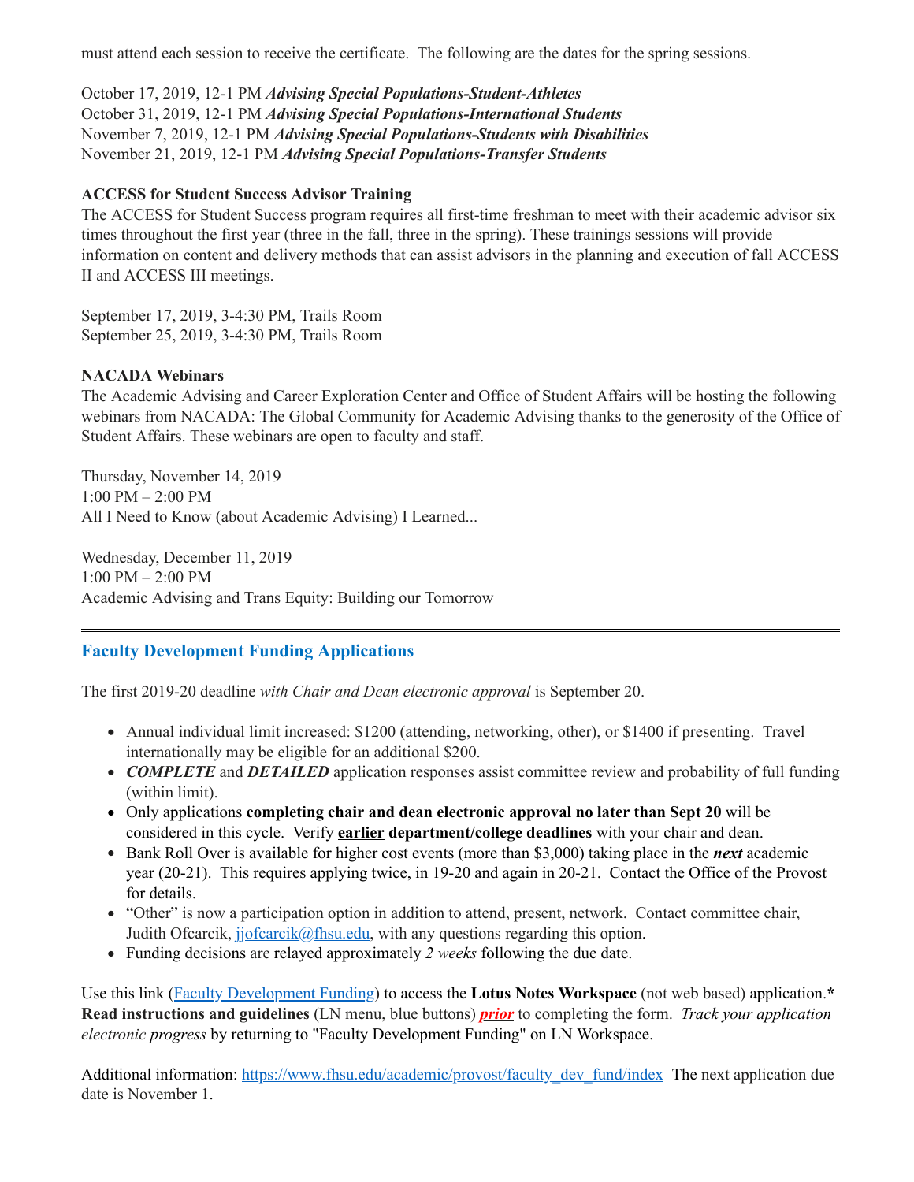must attend each session to receive the certificate. The following are the dates for the spring sessions.

October 17, 2019, 12-1 PM ***Advising Special Populations-Student-Athletes***
October 31, 2019, 12-1 PM ***Advising Special Populations-International Students***
November 7, 2019, 12-1 PM ***Advising Special Populations-Students with Disabilities***
November 21, 2019, 12-1 PM ***Advising Special Populations-Transfer Students***

**ACCESS for Student Success Advisor Training**
The ACCESS for Student Success program requires all first-time freshman to meet with their academic advisor six times throughout the first year (three in the fall, three in the spring). These trainings sessions will provide information on content and delivery methods that can assist advisors in the planning and execution of fall ACCESS II and ACCESS III meetings.

September 17, 2019, 3-4:30 PM, Trails Room
September 25, 2019, 3-4:30 PM, Trails Room

**NACADA Webinars**
The Academic Advising and Career Exploration Center and Office of Student Affairs will be hosting the following webinars from NACADA: The Global Community for Academic Advising thanks to the generosity of the Office of Student Affairs. These webinars are open to faculty and staff.

Thursday, November 14, 2019
1:00 PM – 2:00 PM
All I Need to Know (about Academic Advising) I Learned...

Wednesday, December 11, 2019
1:00 PM – 2:00 PM
Academic Advising and Trans Equity: Building our Tomorrow

---

## Faculty Development Funding Applications

The first 2019-20 deadline *with Chair and Dean electronic approval* is September 20.

- Annual individual limit increased: $1200 (attending, networking, other), or $1400 if presenting. Travel internationally may be eligible for an additional $200.
- ***COMPLETE*** and ***DETAILED*** application responses assist committee review and probability of full funding (within limit).
- Only applications **completing chair and dean electronic approval no later than Sept 20** will be considered in this cycle. Verify **earlier department/college deadlines** with your chair and dean.
- Bank Roll Over is available for higher cost events (more than $3,000) taking place in the ***next*** academic year (20-21). This requires applying twice, in 19-20 and again in 20-21. Contact the Office of the Provost for details.
- "Other" is now a participation option in addition to attend, present, network. Contact committee chair, Judith Ofcarcik, jjofcarcik@fhsu.edu, with any questions regarding this option.
- Funding decisions are relayed approximately *2 weeks* following the due date.

Use this link (Faculty Development Funding) to access the **Lotus Notes Workspace** (not web based) application.* **Read instructions and guidelines** (LN menu, blue buttons) ***prior*** to completing the form. *Track your application electronic progress* by returning to "Faculty Development Funding" on LN Workspace.

Additional information: https://www.fhsu.edu/academic/provost/faculty_dev_fund/index The next application due date is November 1.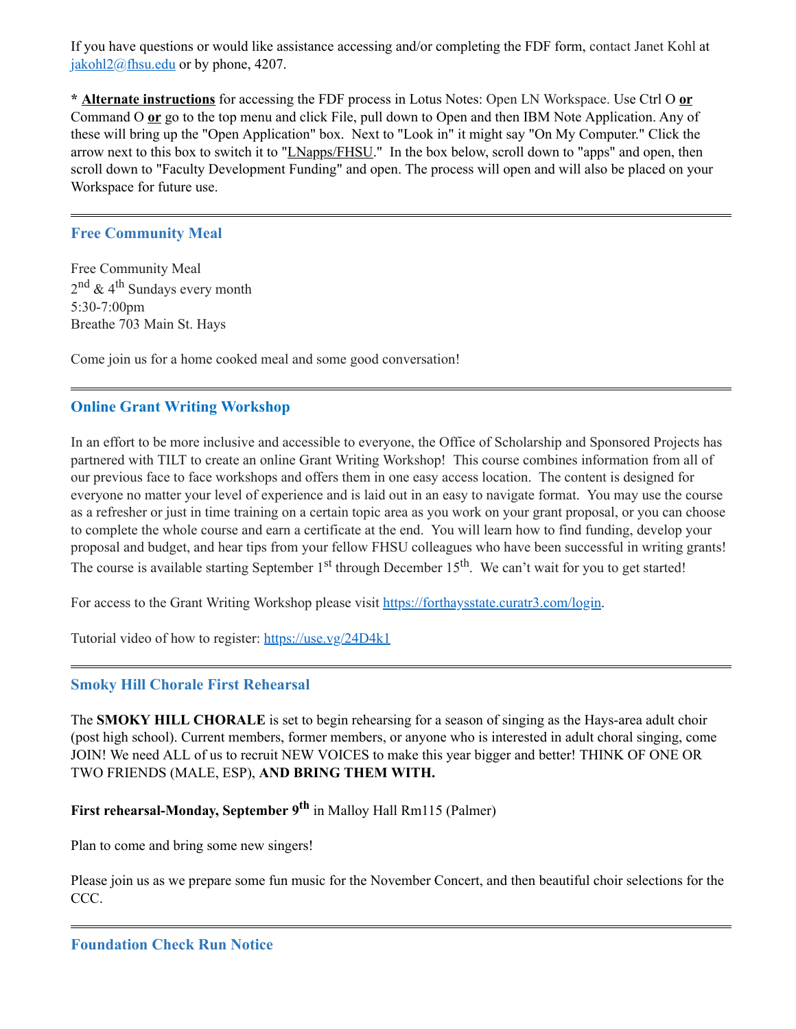If you have questions or would like assistance accessing and/or completing the FDF form, contact Janet Kohl at [jakohl2@fhsu.edu](mailto:jakohl2@fhsu.edu) or by phone, 4207.

\* **Alternate instructions** for accessing the FDF process in Lotus Notes: Open LN Workspace. Use Ctrl O **or** Command O **or** go to the top menu and click File, pull down to Open and then IBM Note Application. Any of these will bring up the "Open Application" box. Next to "Look in" it might say "On My Computer." Click the arrow next to this box to switch it to "LNapps/FHSU." In the box below, scroll down to "apps" and open, then scroll down to "Faculty Development Funding" and open. The process will open and will also be placed on your Workspace for future use.

---

## Free Community Meal

Free Community Meal
2nd & 4th Sundays every month
5:30-7:00pm
Breathe 703 Main St. Hays

Come join us for a home cooked meal and some good conversation!

---

## Online Grant Writing Workshop

In an effort to be more inclusive and accessible to everyone, the Office of Scholarship and Sponsored Projects has partnered with TILT to create an online Grant Writing Workshop! This course combines information from all of our previous face to face workshops and offers them in one easy access location. The content is designed for everyone no matter your level of experience and is laid out in an easy to navigate format. You may use the course as a refresher or just in time training on a certain topic area as you work on your grant proposal, or you can choose to complete the whole course and earn a certificate at the end. You will learn how to find funding, develop your proposal and budget, and hear tips from your fellow FHSU colleagues who have been successful in writing grants! The course is available starting September 1st through December 15th. We can't wait for you to get started!

For access to the Grant Writing Workshop please visit [https://forthaysstate.curatr3.com/login](https://forthaysstate.curatr3.com/login).

Tutorial video of how to register: [https://use.vg/24D4k1](https://use.vg/24D4k1)

---

## Smoky Hill Chorale First Rehearsal

The **SMOKY HILL CHORALE** is set to begin rehearsing for a season of singing as the Hays-area adult choir (post high school). Current members, former members, or anyone who is interested in adult choral singing, come JOIN! We need ALL of us to recruit NEW VOICES to make this year bigger and better! THINK OF ONE OR TWO FRIENDS (MALE, ESP), **AND BRING THEM WITH.**

**First rehearsal-Monday, September 9th** in Malloy Hall Rm115 (Palmer)

Plan to come and bring some new singers!

Please join us as we prepare some fun music for the November Concert, and then beautiful choir selections for the CCC.

---

## Foundation Check Run Notice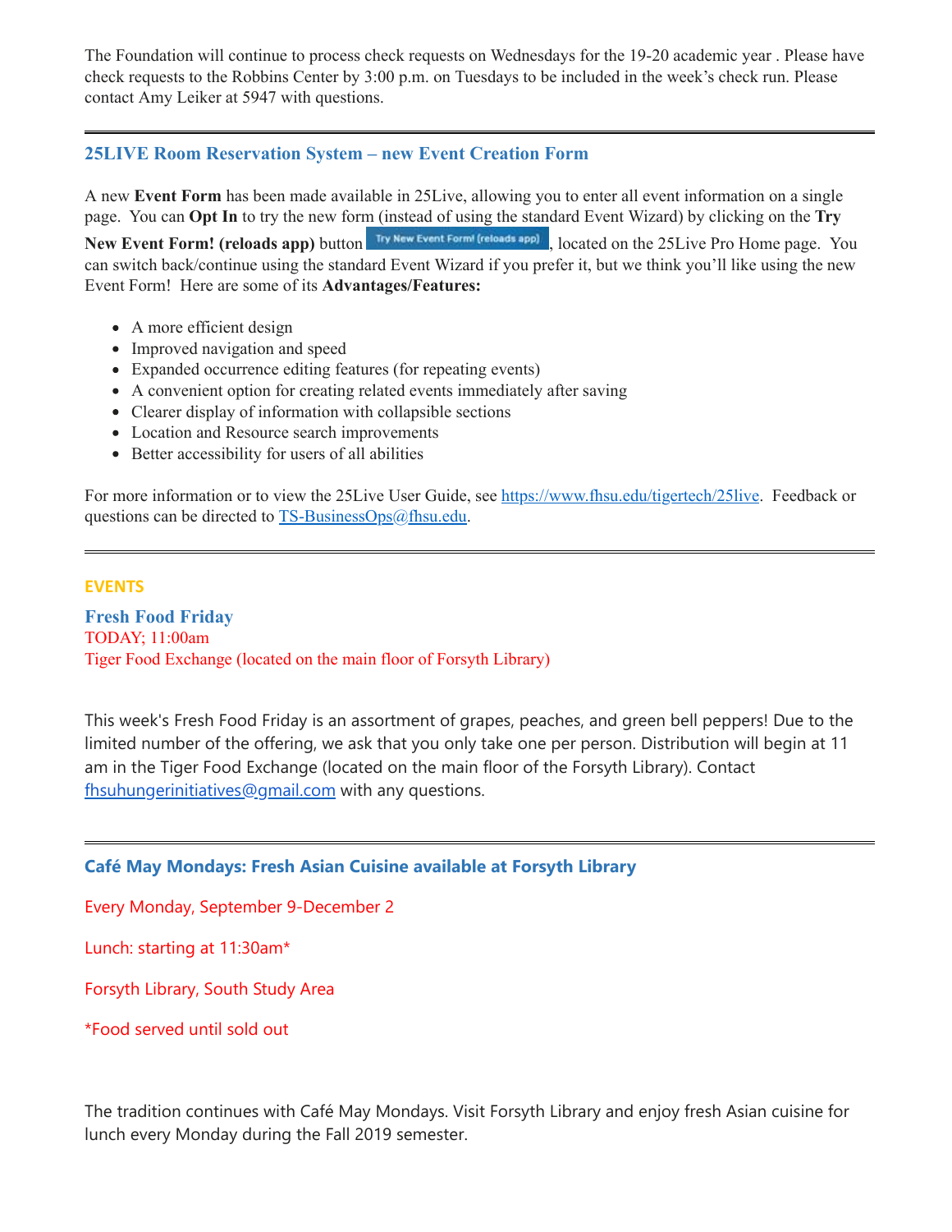The Foundation will continue to process check requests on Wednesdays for the 19-20 academic year . Please have check requests to the Robbins Center by 3:00 p.m. on Tuesdays to be included in the week's check run. Please contact Amy Leiker at 5947 with questions.

---

### 25LIVE Room Reservation System – new Event Creation Form

A new **Event Form** has been made available in 25Live, allowing you to enter all event information on a single page. You can **Opt In** to try the new form (instead of using the standard Event Wizard) by clicking on the **Try New Event Form! (reloads app)** button Try New Event Form! (reloads app), located on the 25Live Pro Home page. You can switch back/continue using the standard Event Wizard if you prefer it, but we think you'll like using the new Event Form! Here are some of its **Advantages/Features:**

- A more efficient design
- Improved navigation and speed
- Expanded occurrence editing features (for repeating events)
- A convenient option for creating related events immediately after saving
- Clearer display of information with collapsible sections
- Location and Resource search improvements
- Better accessibility for users of all abilities

For more information or to view the 25Live User Guide, see https://www.fhsu.edu/tigertech/25live. Feedback or questions can be directed to TS-BusinessOps@fhsu.edu.

---

## EVENTS

### Fresh Food Friday

TODAY; 11:00am
Tiger Food Exchange (located on the main floor of Forsyth Library)

This week's Fresh Food Friday is an assortment of grapes, peaches, and green bell peppers! Due to the limited number of the offering, we ask that you only take one per person. Distribution will begin at 11 am in the Tiger Food Exchange (located on the main floor of the Forsyth Library). Contact fhsuhungerinitiatives@gmail.com with any questions.

---

### Café May Mondays: Fresh Asian Cuisine available at Forsyth Library

Every Monday, September 9-December 2

Lunch: starting at 11:30am*

Forsyth Library, South Study Area

*Food served until sold out

The tradition continues with Café May Mondays. Visit Forsyth Library and enjoy fresh Asian cuisine for lunch every Monday during the Fall 2019 semester.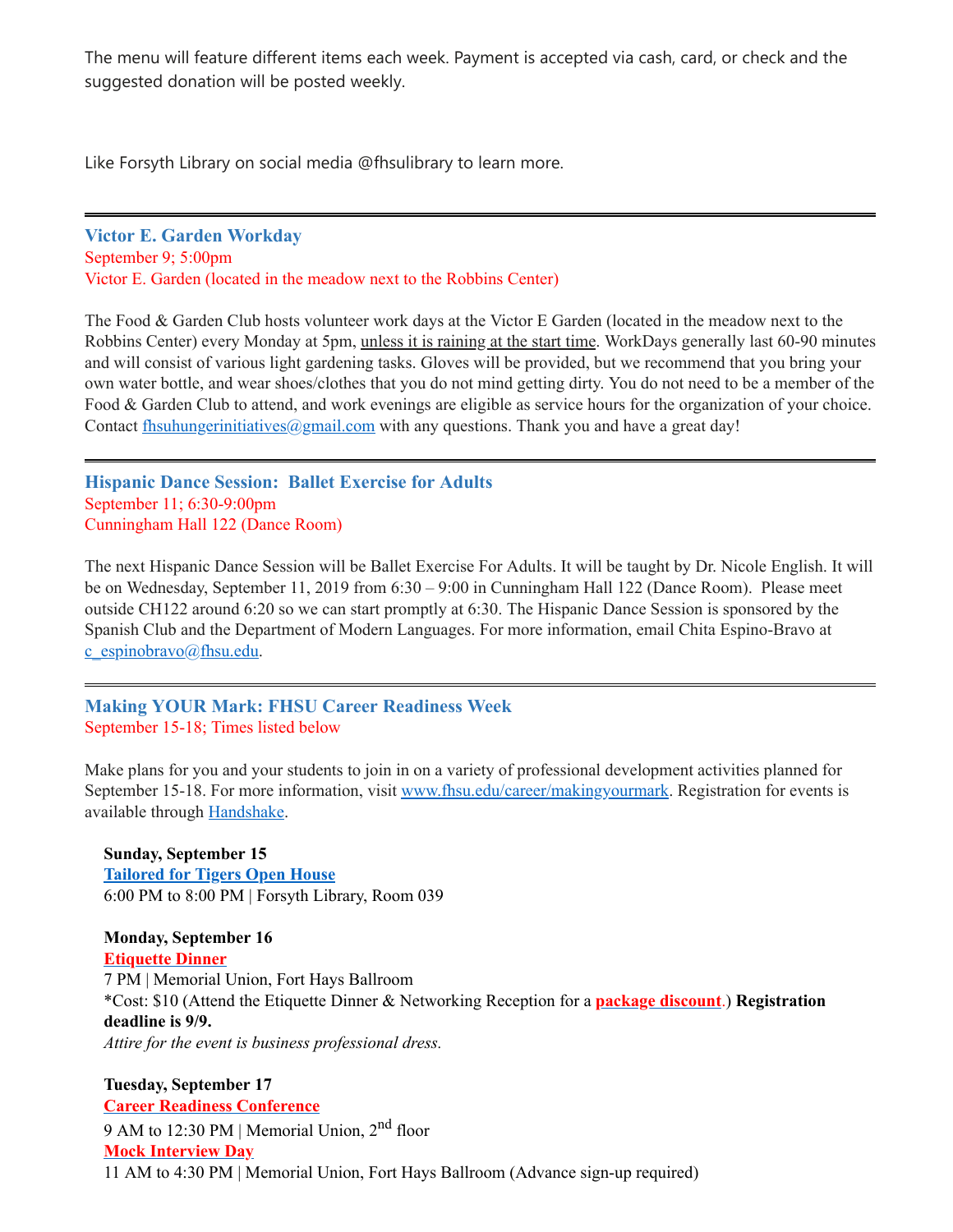The menu will feature different items each week. Payment is accepted via cash, card, or check and the suggested donation will be posted weekly.

Like Forsyth Library on social media @fhsulibrary to learn more.

---

### Victor E. Garden Workday

September 9; 5:00pm
Victor E. Garden (located in the meadow next to the Robbins Center)

The Food & Garden Club hosts volunteer work days at the Victor E Garden (located in the meadow next to the Robbins Center) every Monday at 5pm, unless it is raining at the start time. WorkDays generally last 60-90 minutes and will consist of various light gardening tasks. Gloves will be provided, but we recommend that you bring your own water bottle, and wear shoes/clothes that you do not mind getting dirty. You do not need to be a member of the Food & Garden Club to attend, and work evenings are eligible as service hours for the organization of your choice. Contact fhsuhungerinitiatives@gmail.com with any questions. Thank you and have a great day!

---

### Hispanic Dance Session: Ballet Exercise for Adults

September 11; 6:30-9:00pm
Cunningham Hall 122 (Dance Room)

The next Hispanic Dance Session will be Ballet Exercise For Adults. It will be taught by Dr. Nicole English. It will be on Wednesday, September 11, 2019 from 6:30 – 9:00 in Cunningham Hall 122 (Dance Room). Please meet outside CH122 around 6:20 so we can start promptly at 6:30. The Hispanic Dance Session is sponsored by the Spanish Club and the Department of Modern Languages. For more information, email Chita Espino-Bravo at c_espinobravo@fhsu.edu.

---

### Making YOUR Mark: FHSU Career Readiness Week

September 15-18; Times listed below

Make plans for you and your students to join in on a variety of professional development activities planned for September 15-18. For more information, visit www.fhsu.edu/career/makingyourmark. Registration for events is available through Handshake.

**Sunday, September 15**
**Tailored for Tigers Open House**
6:00 PM to 8:00 PM | Forsyth Library, Room 039

**Monday, September 16**
**Etiquette Dinner**
7 PM | Memorial Union, Fort Hays Ballroom
*Cost: $10 (Attend the Etiquette Dinner & Networking Reception for a **package discount**.) **Registration deadline is 9/9.**
*Attire for the event is business professional dress.*

**Tuesday, September 17**
**Career Readiness Conference**
9 AM to 12:30 PM | Memorial Union, 2nd floor
**Mock Interview Day**
11 AM to 4:30 PM | Memorial Union, Fort Hays Ballroom (Advance sign-up required)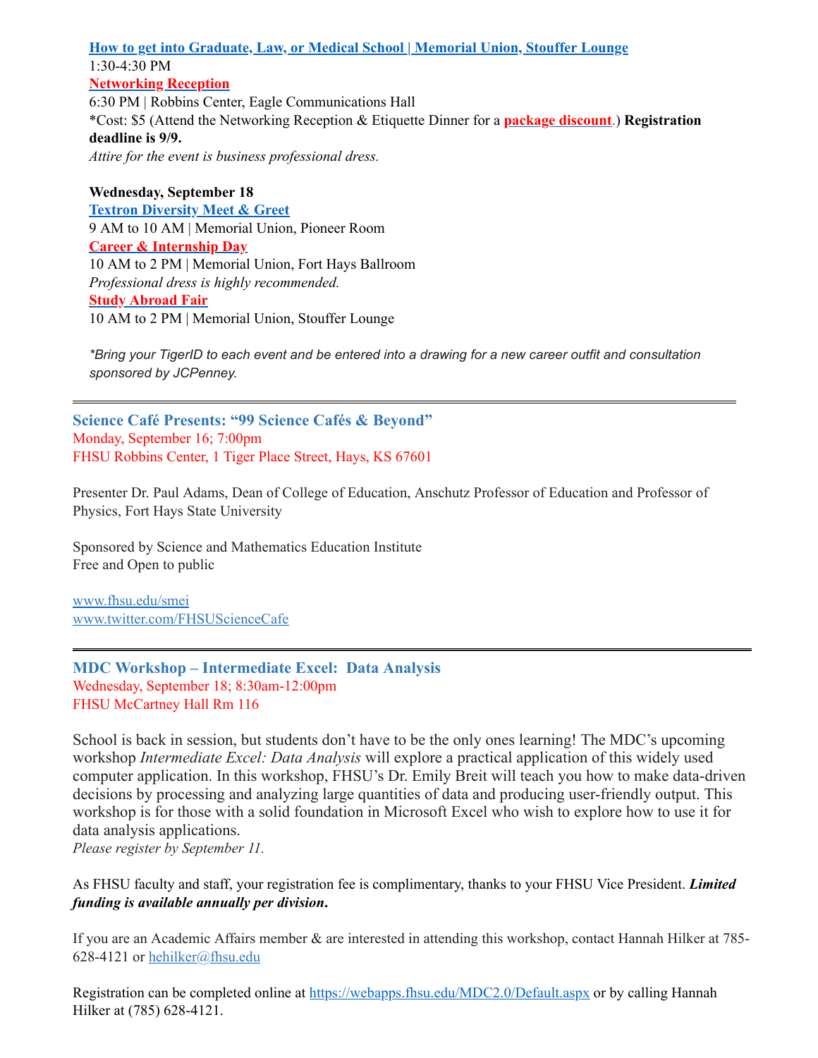**[How to get into Graduate, Law, or Medical School | Memorial Union, Stouffer Lounge](#)**
1:30-4:30 PM
**[Networking Reception](#)**
6:30 PM | Robbins Center, Eagle Communications Hall
*Cost: $5 (Attend the Networking Reception & Etiquette Dinner for a **package discount**.) **Registration deadline is 9/9.**
*Attire for the event is business professional dress.*

**Wednesday, September 18**
**[Textron Diversity Meet & Greet](#)**
9 AM to 10 AM | Memorial Union, Pioneer Room
**[Career & Internship Day](#)**
10 AM to 2 PM | Memorial Union, Fort Hays Ballroom
*Professional dress is highly recommended.*
**[Study Abroad Fair](#)**
10 AM to 2 PM | Memorial Union, Stouffer Lounge

*\*Bring your TigerID to each event and be entered into a drawing for a new career outfit and consultation sponsored by JCPenney.*

---

### Science Café Presents: "99 Science Cafés & Beyond"

Monday, September 16; 7:00pm
FHSU Robbins Center, 1 Tiger Place Street, Hays, KS 67601

Presenter Dr. Paul Adams, Dean of College of Education, Anschutz Professor of Education and Professor of Physics, Fort Hays State University

Sponsored by Science and Mathematics Education Institute
Free and Open to public

www.fhsu.edu/smei
www.twitter.com/FHSUScienceCafe

---

### MDC Workshop – Intermediate Excel: Data Analysis

Wednesday, September 18; 8:30am-12:00pm
FHSU McCartney Hall Rm 116

School is back in session, but students don't have to be the only ones learning! The MDC's upcoming workshop *Intermediate Excel: Data Analysis* will explore a practical application of this widely used computer application. In this workshop, FHSU's Dr. Emily Breit will teach you how to make data-driven decisions by processing and analyzing large quantities of data and producing user-friendly output. This workshop is for those with a solid foundation in Microsoft Excel who wish to explore how to use it for data analysis applications.
*Please register by September 11.*

As FHSU faculty and staff, your registration fee is complimentary, thanks to your FHSU Vice President. ***Limited funding is available annually per division.***

If you are an Academic Affairs member & are interested in attending this workshop, contact Hannah Hilker at 785-628-4121 or hehilker@fhsu.edu

Registration can be completed online at https://webapps.fhsu.edu/MDC2.0/Default.aspx or by calling Hannah Hilker at (785) 628-4121.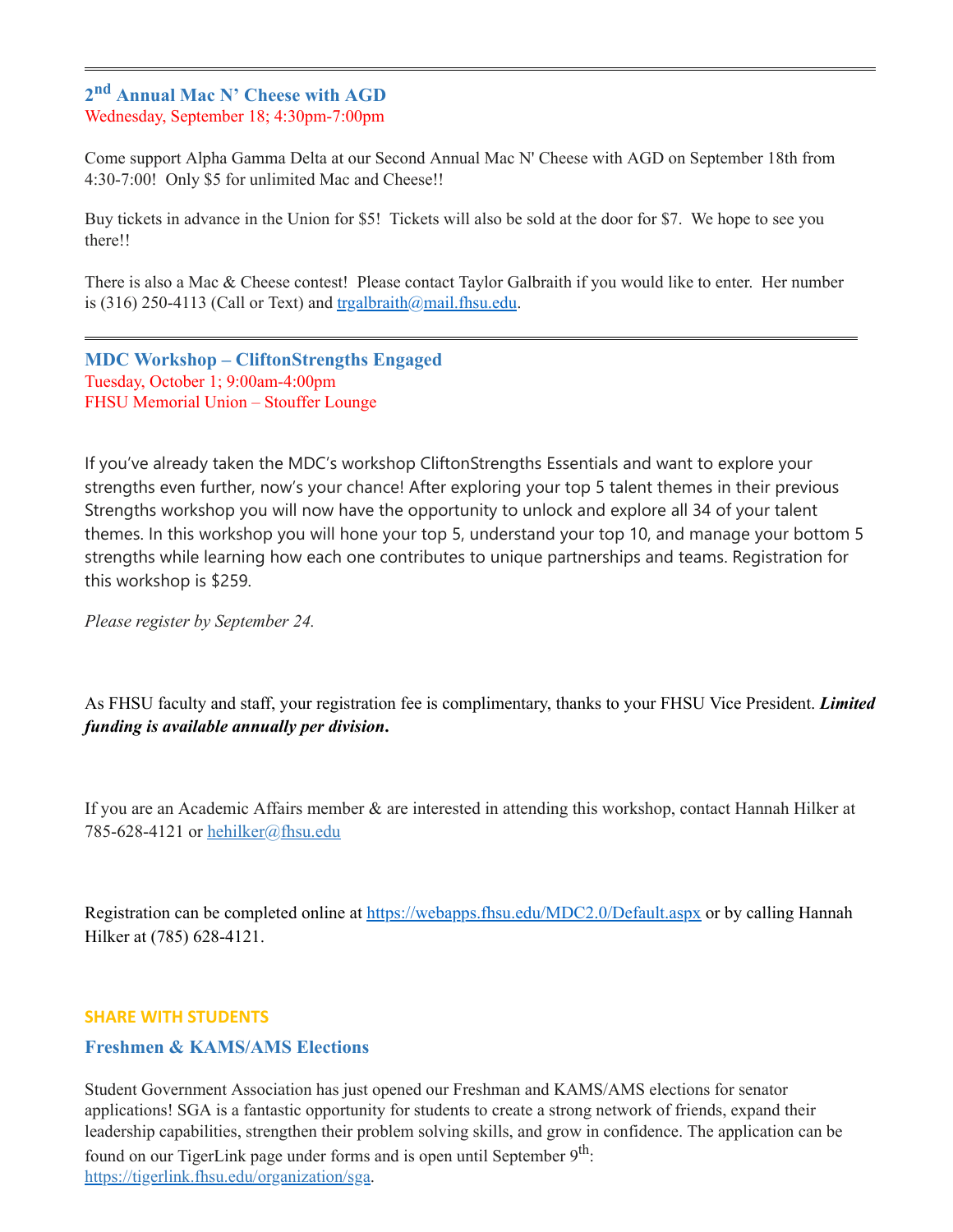---

## 2nd Annual Mac N' Cheese with AGD

Wednesday, September 18; 4:30pm-7:00pm

Come support Alpha Gamma Delta at our Second Annual Mac N' Cheese with AGD on September 18th from 4:30-7:00! Only $5 for unlimited Mac and Cheese!!

Buy tickets in advance in the Union for $5! Tickets will also be sold at the door for $7. We hope to see you there!!

There is also a Mac & Cheese contest! Please contact Taylor Galbraith if you would like to enter. Her number is (316) 250-4113 (Call or Text) and [trgalbraith@mail.fhsu.edu](mailto:trgalbraith@mail.fhsu.edu).

---

## MDC Workshop – CliftonStrengths Engaged

Tuesday, October 1; 9:00am-4:00pm
FHSU Memorial Union – Stouffer Lounge

If you've already taken the MDC's workshop CliftonStrengths Essentials and want to explore your strengths even further, now's your chance! After exploring your top 5 talent themes in their previous Strengths workshop you will now have the opportunity to unlock and explore all 34 of your talent themes. In this workshop you will hone your top 5, understand your top 10, and manage your bottom 5 strengths while learning how each one contributes to unique partnerships and teams. Registration for this workshop is $259.

*Please register by September 24.*

As FHSU faculty and staff, your registration fee is complimentary, thanks to your FHSU Vice President. ***Limited funding is available annually per division*.**

If you are an Academic Affairs member & are interested in attending this workshop, contact Hannah Hilker at 785-628-4121 or [hehilker@fhsu.edu](mailto:hehilker@fhsu.edu)

Registration can be completed online at [https://webapps.fhsu.edu/MDC2.0/Default.aspx](https://webapps.fhsu.edu/MDC2.0/Default.aspx) or by calling Hannah Hilker at (785) 628-4121.

**SHARE WITH STUDENTS**

## Freshmen & KAMS/AMS Elections

Student Government Association has just opened our Freshman and KAMS/AMS elections for senator applications! SGA is a fantastic opportunity for students to create a strong network of friends, expand their leadership capabilities, strengthen their problem solving skills, and grow in confidence. The application can be found on our TigerLink page under forms and is open until September 9th: [https://tigerlink.fhsu.edu/organization/sga](https://tigerlink.fhsu.edu/organization/sga).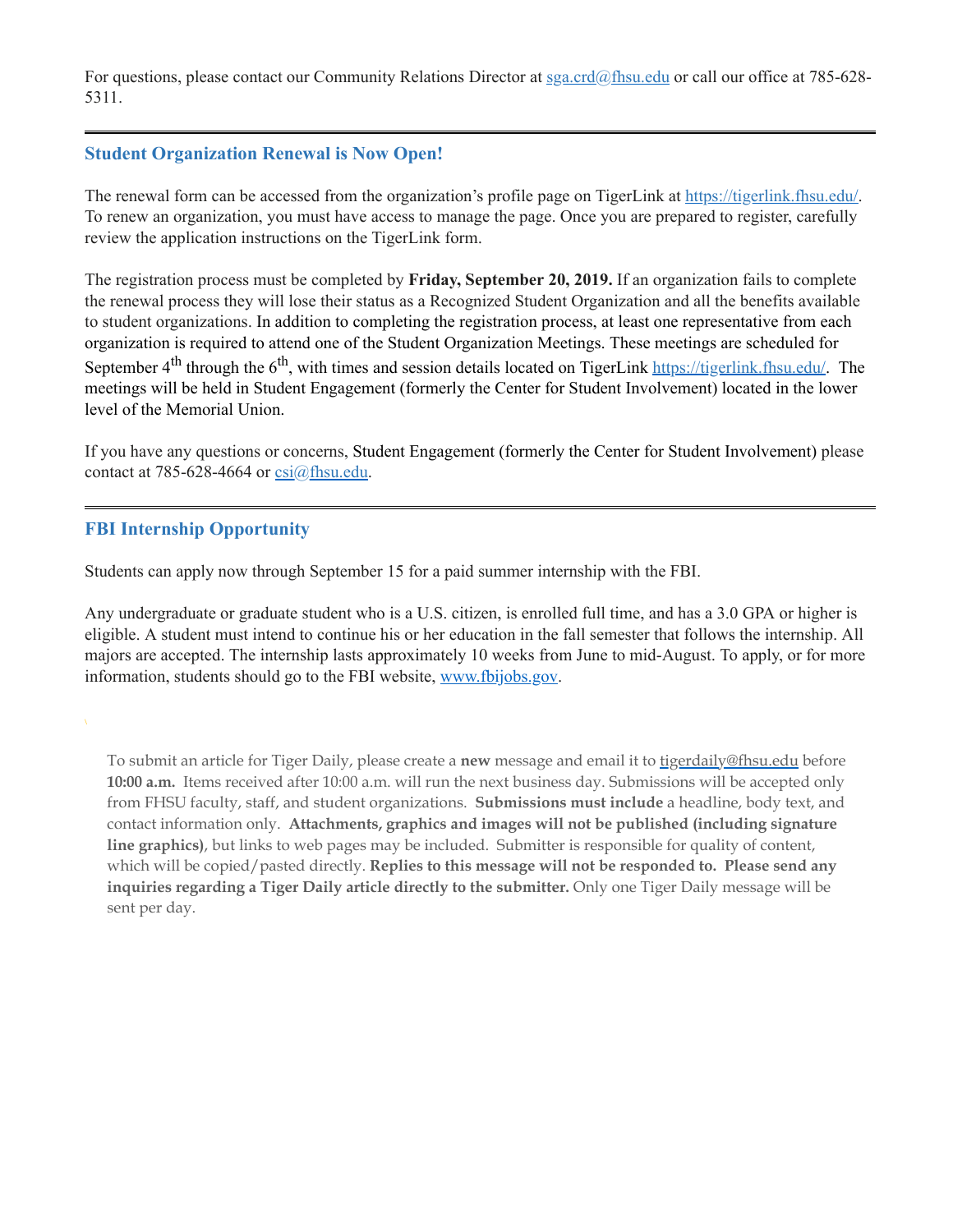For questions, please contact our Community Relations Director at sga.crd@fhsu.edu or call our office at 785-628-5311.

---

## Student Organization Renewal is Now Open!

The renewal form can be accessed from the organization's profile page on TigerLink at https://tigerlink.fhsu.edu/. To renew an organization, you must have access to manage the page. Once you are prepared to register, carefully review the application instructions on the TigerLink form.

The registration process must be completed by **Friday, September 20, 2019.** If an organization fails to complete the renewal process they will lose their status as a Recognized Student Organization and all the benefits available to student organizations. In addition to completing the registration process, at least one representative from each organization is required to attend one of the Student Organization Meetings. These meetings are scheduled for September 4th through the 6th, with times and session details located on TigerLink https://tigerlink.fhsu.edu/. The meetings will be held in Student Engagement (formerly the Center for Student Involvement) located in the lower level of the Memorial Union.

If you have any questions or concerns, Student Engagement (formerly the Center for Student Involvement) please contact at 785-628-4664 or csi@fhsu.edu.

---

## FBI Internship Opportunity

Students can apply now through September 15 for a paid summer internship with the FBI.

Any undergraduate or graduate student who is a U.S. citizen, is enrolled full time, and has a 3.0 GPA or higher is eligible. A student must intend to continue his or her education in the fall semester that follows the internship. All majors are accepted. The internship lasts approximately 10 weeks from June to mid-August. To apply, or for more information, students should go to the FBI website, www.fbijobs.gov.

To submit an article for Tiger Daily, please create a **new** message and email it to tigerdaily@fhsu.edu before **10:00 a.m.** Items received after 10:00 a.m. will run the next business day. Submissions will be accepted only from FHSU faculty, staff, and student organizations. **Submissions must include** a headline, body text, and contact information only. **Attachments, graphics and images will not be published (including signature line graphics)**, but links to web pages may be included. Submitter is responsible for quality of content, which will be copied/pasted directly. **Replies to this message will not be responded to. Please send any inquiries regarding a Tiger Daily article directly to the submitter.** Only one Tiger Daily message will be sent per day.